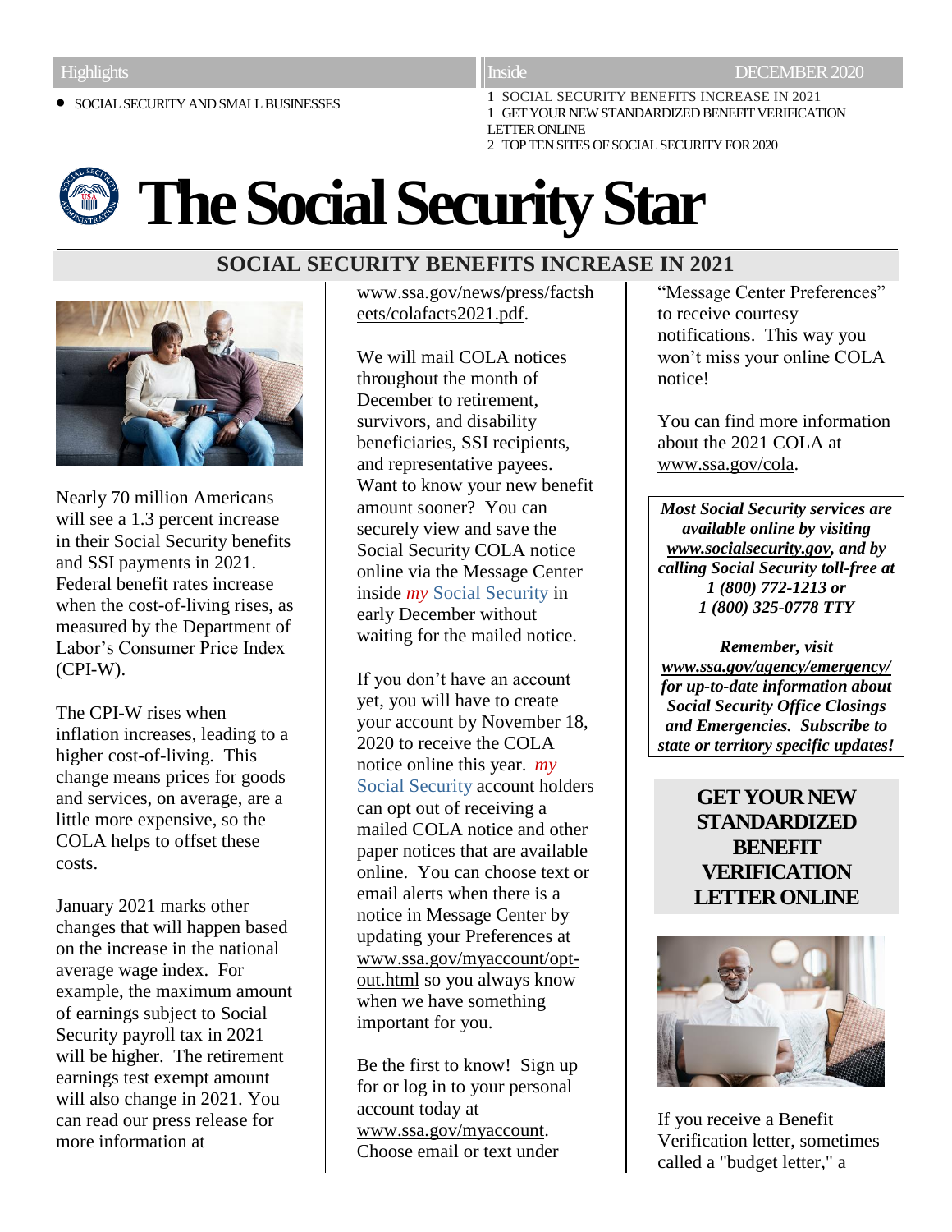Highlights

- SOCIAL SECURITY AND SMALL BUSINESSES

Inside — DECEMBER 2020

1 SOCIAL SECURITY BENEFITS INCREASE IN 2021
1 GET YOUR NEW STANDARDIZED BENEFIT VERIFICATION LETTER ONLINE
2 TOP TEN SITES OF SOCIAL SECURITY FOR 2020

# The Social Security Star

## SOCIAL SECURITY BENEFITS INCREASE IN 2021

Nearly 70 million Americans will see a 1.3 percent increase in their Social Security benefits and SSI payments in 2021. Federal benefit rates increase when the cost-of-living rises, as measured by the Department of Labor's Consumer Price Index (CPI-W).

The CPI-W rises when inflation increases, leading to a higher cost-of-living. This change means prices for goods and services, on average, are a little more expensive, so the COLA helps to offset these costs.

January 2021 marks other changes that will happen based on the increase in the national average wage index. For example, the maximum amount of earnings subject to Social Security payroll tax in 2021 will be higher. The retirement earnings test exempt amount will also change in 2021. You can read our press release for more information at www.ssa.gov/news/press/factsheets/colafacts2021.pdf.

We will mail COLA notices throughout the month of December to retirement, survivors, and disability beneficiaries, SSI recipients, and representative payees. Want to know your new benefit amount sooner? You can securely view and save the Social Security COLA notice online via the Message Center inside *my* Social Security in early December without waiting for the mailed notice.

If you don't have an account yet, you will have to create your account by November 18, 2020 to receive the COLA notice online this year. *my* Social Security account holders can opt out of receiving a mailed COLA notice and other paper notices that are available online. You can choose text or email alerts when there is a notice in Message Center by updating your Preferences at www.ssa.gov/myaccount/opt-out.html so you always know when we have something important for you.

Be the first to know! Sign up for or log in to your personal account today at www.ssa.gov/myaccount. Choose email or text under "Message Center Preferences" to receive courtesy notifications. This way you won't miss your online COLA notice!

You can find more information about the 2021 COLA at www.ssa.gov/cola.

***Most Social Security services are available online by visiting www.socialsecurity.gov, and by calling Social Security toll-free at 1 (800) 772-1213 or 1 (800) 325-0778 TTY***

***Remember, visit www.ssa.gov/agency/emergency/ for up-to-date information about Social Security Office Closings and Emergencies. Subscribe to state or territory specific updates!***

## GET YOUR NEW STANDARDIZED BENEFIT VERIFICATION LETTER ONLINE

If you receive a Benefit Verification letter, sometimes called a "budget letter," a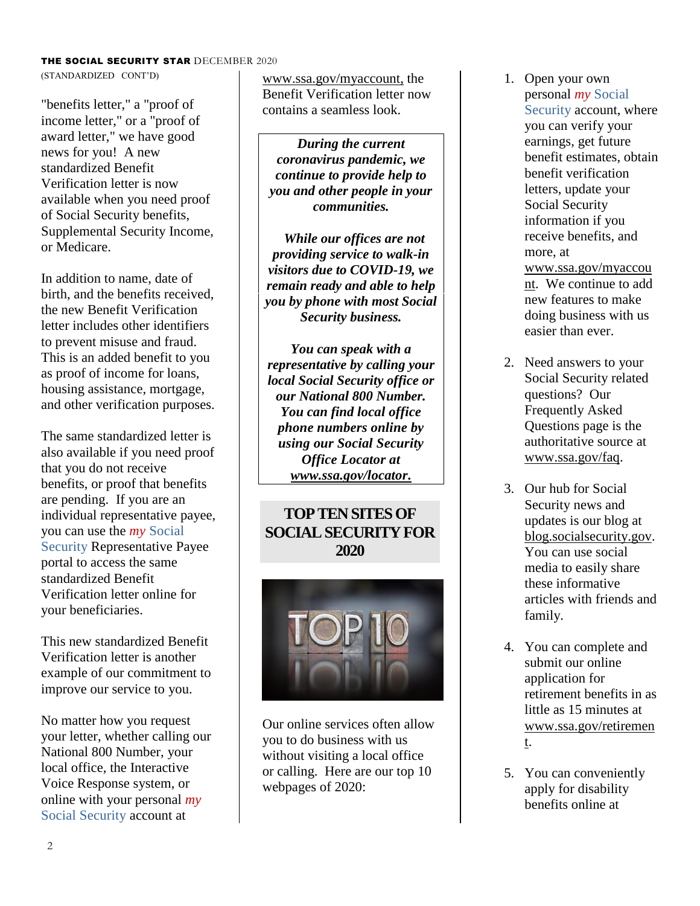(STANDARDIZED CONT'D)

"benefits letter," a "proof of income letter," or a "proof of award letter," we have good news for you! A new standardized Benefit Verification letter is now available when you need proof of Social Security benefits, Supplemental Security Income, or Medicare.

In addition to name, date of birth, and the benefits received, the new Benefit Verification letter includes other identifiers to prevent misuse and fraud. This is an added benefit to you as proof of income for loans, housing assistance, mortgage, and other verification purposes.

The same standardized letter is also available if you need proof that you do not receive benefits, or proof that benefits are pending. If you are an individual representative payee, you can use the *my* Social Security Representative Payee portal to access the same standardized Benefit Verification letter online for your beneficiaries.

This new standardized Benefit Verification letter is another example of our commitment to improve our service to you.

No matter how you request your letter, whether calling our National 800 Number, your local office, the Interactive Voice Response system, or online with your personal *my* Social Security account at www.ssa.gov/myaccount, the Benefit Verification letter now contains a seamless look.

***During the current coronavirus pandemic, we continue to provide help to you and other people in your communities.***

***While our offices are not providing service to walk-in visitors due to COVID-19, we remain ready and able to help you by phone with most Social Security business.***

***You can speak with a representative by calling your local Social Security office or our National 800 Number. You can find local office phone numbers online by using our Social Security Office Locator at www.ssa.gov/locator.***

## TOP TEN SITES OF SOCIAL SECURITY FOR 2020

Our online services often allow you to do business with us without visiting a local office or calling. Here are our top 10 webpages of 2020:

1. Open your own personal *my* Social Security account, where you can verify your earnings, get future benefit estimates, obtain benefit verification letters, update your Social Security information if you receive benefits, and more, at www.ssa.gov/myaccount. We continue to add new features to make doing business with us easier than ever.

2. Need answers to your Social Security related questions? Our Frequently Asked Questions page is the authoritative source at www.ssa.gov/faq.

3. Our hub for Social Security news and updates is our blog at blog.socialsecurity.gov. You can use social media to easily share these informative articles with friends and family.

4. You can complete and submit our online application for retirement benefits in as little as 15 minutes at www.ssa.gov/retirement.

5. You can conveniently apply for disability benefits online at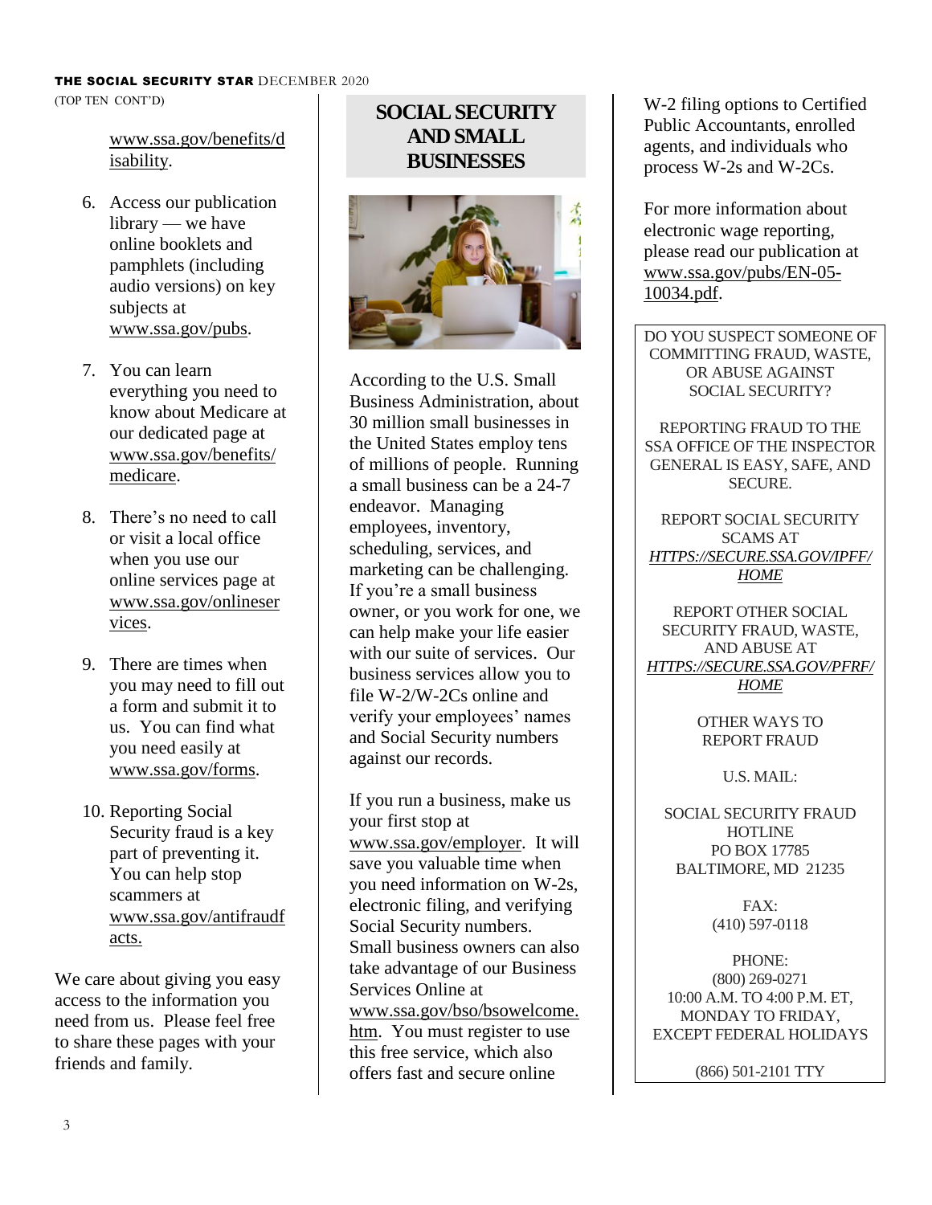(TOP TEN CONT'D)

www.ssa.gov/benefits/disability.

6. Access our publication library — we have online booklets and pamphlets (including audio versions) on key subjects at www.ssa.gov/pubs.

7. You can learn everything you need to know about Medicare at our dedicated page at www.ssa.gov/benefits/medicare.

8. There's no need to call or visit a local office when you use our online services page at www.ssa.gov/onlineservices.

9. There are times when you may need to fill out a form and submit it to us. You can find what you need easily at www.ssa.gov/forms.

10. Reporting Social Security fraud is a key part of preventing it. You can help stop scammers at www.ssa.gov/antifraudfacts.

We care about giving you easy access to the information you need from us. Please feel free to share these pages with your friends and family.

## SOCIAL SECURITY AND SMALL BUSINESSES

According to the U.S. Small Business Administration, about 30 million small businesses in the United States employ tens of millions of people. Running a small business can be a 24-7 endeavor. Managing employees, inventory, scheduling, services, and marketing can be challenging. If you're a small business owner, or you work for one, we can help make your life easier with our suite of services. Our business services allow you to file W-2/W-2Cs online and verify your employees' names and Social Security numbers against our records.

If you run a business, make us your first stop at www.ssa.gov/employer. It will save you valuable time when you need information on W-2s, electronic filing, and verifying Social Security numbers. Small business owners can also take advantage of our Business Services Online at www.ssa.gov/bso/bsowelcome.htm. You must register to use this free service, which also offers fast and secure online W-2 filing options to Certified Public Accountants, enrolled agents, and individuals who process W-2s and W-2Cs.

For more information about electronic wage reporting, please read our publication at www.ssa.gov/pubs/EN-05-10034.pdf.

DO YOU SUSPECT SOMEONE OF COMMITTING FRAUD, WASTE, OR ABUSE AGAINST SOCIAL SECURITY?

REPORTING FRAUD TO THE SSA OFFICE OF THE INSPECTOR GENERAL IS EASY, SAFE, AND SECURE.

REPORT SOCIAL SECURITY SCAMS AT *HTTPS://SECURE.SSA.GOV/IPFF/HOME*

REPORT OTHER SOCIAL SECURITY FRAUD, WASTE, AND ABUSE AT *HTTPS://SECURE.SSA.GOV/PFRF/HOME*

OTHER WAYS TO REPORT FRAUD

U.S. MAIL:

SOCIAL SECURITY FRAUD HOTLINE
PO BOX 17785
BALTIMORE, MD 21235

FAX:
(410) 597-0118

PHONE:
(800) 269-0271
10:00 A.M. TO 4:00 P.M. ET, MONDAY TO FRIDAY, EXCEPT FEDERAL HOLIDAYS

(866) 501-2101 TTY